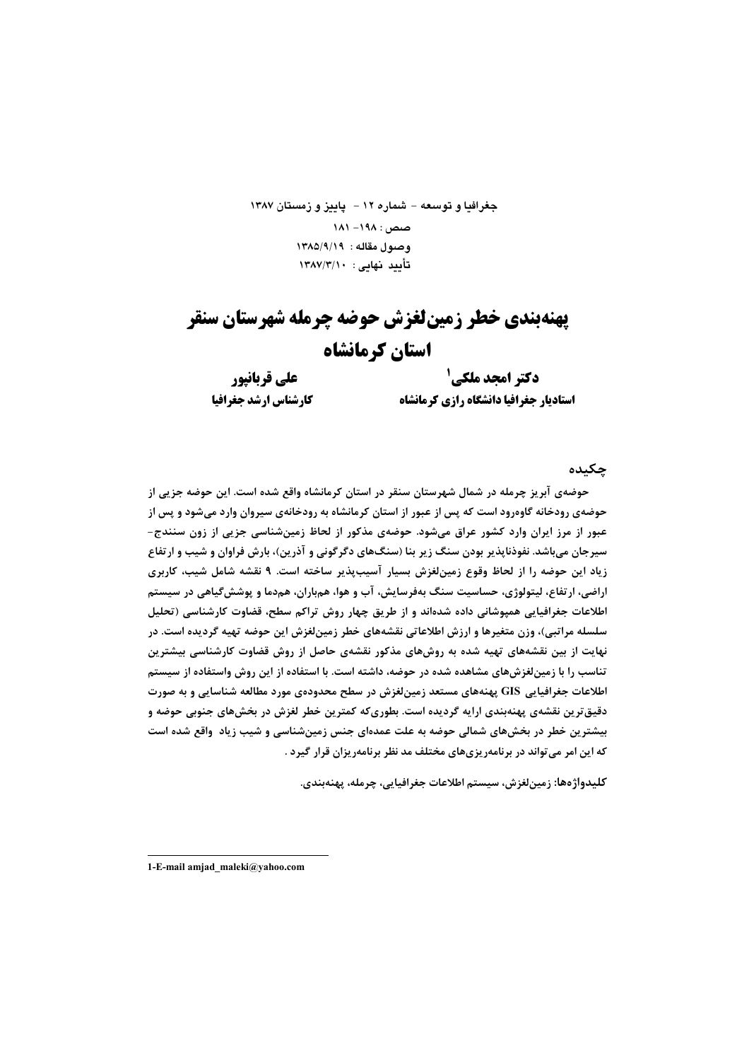جغرافیا و توسعه - شماره ۱۲ - پاییز و زمستان ۱۳۸۷

صص : ۱۹۸- ۱۸۱

وصول مقاله : ۱۳۸۵/۹/۱۹

تأیید نهایی : ۱۳۸۷/۳/۱۰

# پهنه‌بندی خطر زمین‌لغزش حوضه چرمله شهرستان سنقر استان کرمانشاه

**دکتر امجد ملکی**[1]

**استادیار جغرافیا دانشگاه رازی کرمانشاه**

**علی قربانپور**

**کارشناس ارشد جغرافیا**

## چکیده

حوضه‌ی آبریز چرمله در شمال شهرستان سنقر در استان کرمانشاه واقع شده است. این حوضه جزیی از حوضه‌ی رودخانه گاوه‌رود است که پس از عبور از استان کرمانشاه به رودخانه‌ی سیروان وارد می‌شود و پس از عبور از مرز ایران وارد کشور عراق می‌شود. حوضه‌ی مذکور از لحاظ زمین‌شناسی جزیی از زون سنندج-سیرجان می‌باشد. نفوذناپذیر بودن سنگ زیر بنا (سنگ‌های دگرگونی و آذرین)، بارش فراوان و شیب و ارتفاع زیاد این حوضه را از لحاظ وقوع زمین‌لغزش بسیار آسیب‌پذیر ساخته است. ۹ نقشه شامل شیب، کاربری اراضی، ارتفاع، لیتولوژی، حساسیت سنگ به‌فرسایش، آب و هوا، هم‌باران، هم‌دما و پوشش‌گیاهی در سیستم اطلاعات جغرافیایی همپوشانی داده شده‌اند و از طریق چهار روش تراکم سطح، قضاوت کارشناسی (تحلیل سلسله مراتبی)، وزن متغیرها و ارزش اطلاعاتی نقشه‌های خطر زمین‌لغزش این حوضه تهیه گردیده است. در نهایت از بین نقشه‌های تهیه شده به روش‌های مذکور نقشه‌ی حاصل از روش قضاوت کارشناسی بیشترین تناسب را با زمین‌لغزش‌های مشاهده شده در حوضه، داشته است. با استفاده از این روش واستفاده از سیستم اطلاعات جغرافیایی GIS پهنه‌های مستعد زمین‌لغزش در سطح محدوده‌ی مورد مطالعه شناسایی و به صورت دقیق‌ترین نقشه‌ی پهنه‌بندی ارایه گردیده است. بطوری‌که کمترین خطر لغزش در بخش‌های جنوبی حوضه و بیشترین خطر در بخش‌های شمالی حوضه به علت عمده‌ای جنس زمین‌شناسی و شیب زیاد واقع شده است که این امر می‌تواند در برنامه‌ریزی‌های مختلف مد نظر برنامه‌ریزان قرار گیرد .

**کلیدواژه‌ها:** زمین‌لغزش، سیستم اطلاعات جغرافیایی، چرمله، پهنه‌بندی.

---

1-E-mail amjad_maleki@yahoo.com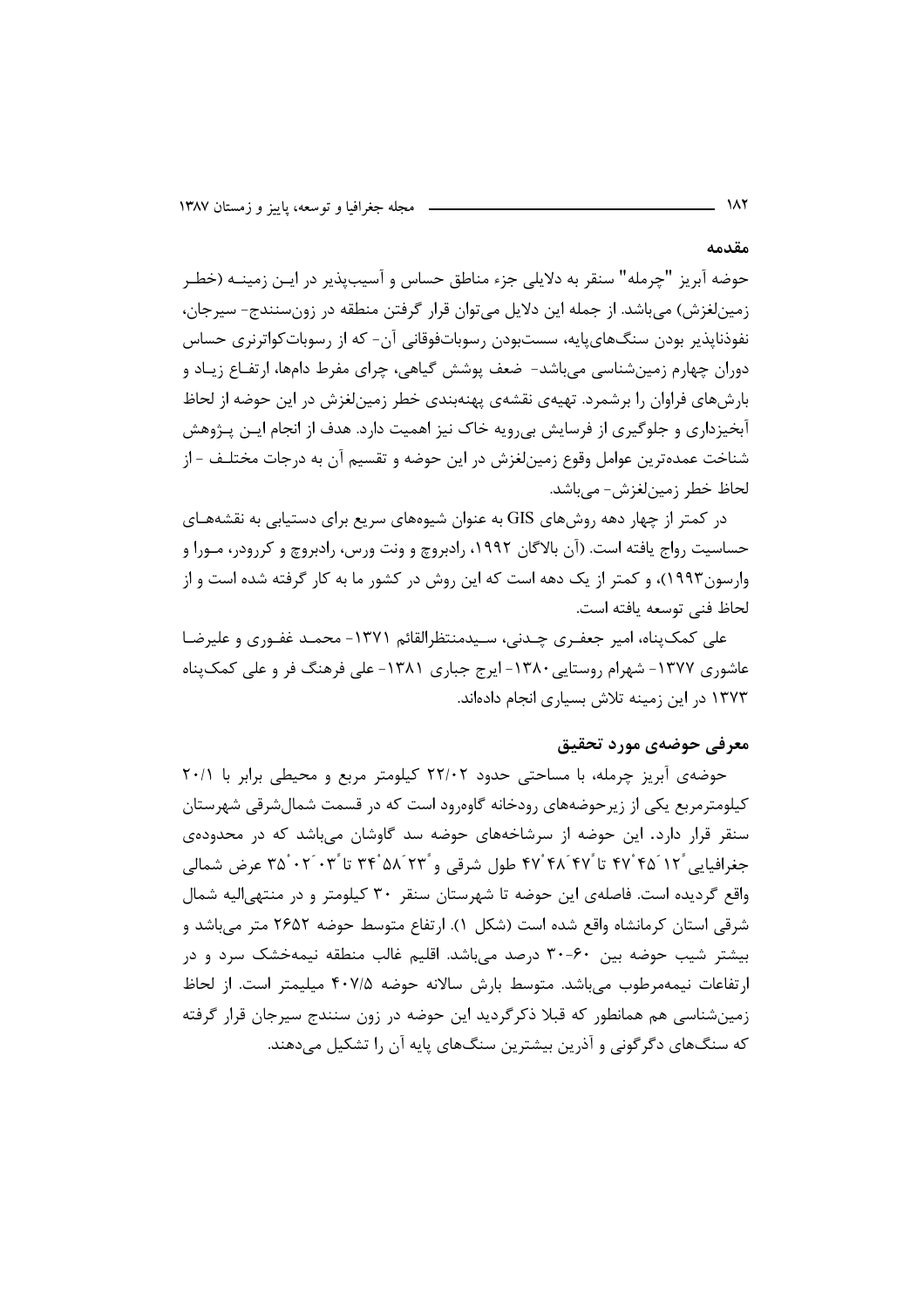## مقدمه

حوضه آبریز "چرمله" سنقر به دلایلی جزء مناطق حساس و آسیب‌پذیر در ایـن زمینـه (خطـر زمین‌لغزش) می‌باشد. از جمله این دلایل می‌توان قرار گرفتن منطقه در زون‌سنندج- سیرجان، نفوذناپذیر بودن سنگ‌های‌پایه، سست‌بودن رسوبات‌فوقانی آن- که از رسوبات‌کواترنری حساس دوران چهارم زمین‌شناسی می‌باشد- ضعف پوشش گیاهی، چرای مفرط دام‌ها، ارتفـاع زیـاد و بارش‌های فراوان را برشمرد. تهیه‌ی نقشه‌ی پهنه‌بندی خطر زمین‌لغزش در این حوضه از لحاظ آبخیزداری و جلوگیری از فرسایش بی‌رویه خاک نیز اهمیت دارد. هدف از انجام ایـن پـژوهش شناخت عمده‌ترین عوامل وقوع زمین‌لغزش در این حوضه و تقسیم آن به درجات مختلـف - از لحاظ خطر زمین‌لغزش- می‌باشد.

در کمتر از چهار دهه روش‌های GIS به عنوان شیوه‌های سریع برای دستیابی به نقشه‌هـای حساسیت رواج یافته است. (آن بالاگان ۱۹۹۲، رادبروچ و ونت ورس، رادبروچ و کررودر، مـورا و وارسون۱۹۹۳)، و کمتر از یک دهه است که این روش در کشور ما به کار گرفته شده است و از لحاظ فنی توسعه یافته است.

علی کمک‌پناه، امیر جعفـری چـدنی، سـیدمنتظرالقائم ۱۳۷۱- محمـد غفـوری و علیرضـا عاشوری ۱۳۷۷- شهرام روستایی۱۳۸۰- ایرج جباری ۱۳۸۱- علی فرهنگ فر و علی کمک‌پناه ۱۳۷۳ در این زمینه تلاش بسیاری انجام داده‌اند.

## معرفی حوضه‌ی مورد تحقیق

حوضه‌ی آبریز چرمله، با مساحتی حدود ۲۲/۰۲ کیلومتر مربع و محیطی برابر با ۲۰/۱ کیلومترمربع یکی از زیرحوضه‌های رودخانه گاوه‌رود است که در قسمت شمال‌شرقی شهرستان سنقر قرار دارد. این حوضه از سرشاخه‌های حوضه سد گاوشان می‌باشد که در محدوده‌ی جغرافیایی ً۱۲ َ۴۵ ْ۴۷ تا ً۴۷ َ۴۸ ْ۴۷ طول شرقی و ً۲۳ َ۵۸ ْ۳۴ تا ً۰۳ َ۰۲ ْ۳۵ عرض شمالی واقع گردیده است. فاصله‌ی این حوضه تا شهرستان سنقر ۳۰ کیلومتر و در منتهی‌الیه شمال شرقی استان کرمانشاه واقع شده است (شکل ۱). ارتفاع متوسط حوضه ۲۶۵۲ متر می‌باشد و بیشتر شیب حوضه بین ۶۰-۳۰ درصد می‌باشد. اقلیم غالب منطقه نیمه‌خشک سرد و در ارتفاعات نیمه‌مرطوب می‌باشد. متوسط بارش سالانه حوضه ۴۰۷/۵ میلیمتر است. از لحاظ زمین‌شناسی هم همانطور که قبلا ذکرگردید این حوضه در زون سنندج سیرجان قرار گرفته که سنگ‌های دگرگونی و آذرین بیشترین سنگ‌های پایه آن را تشکیل می‌دهند.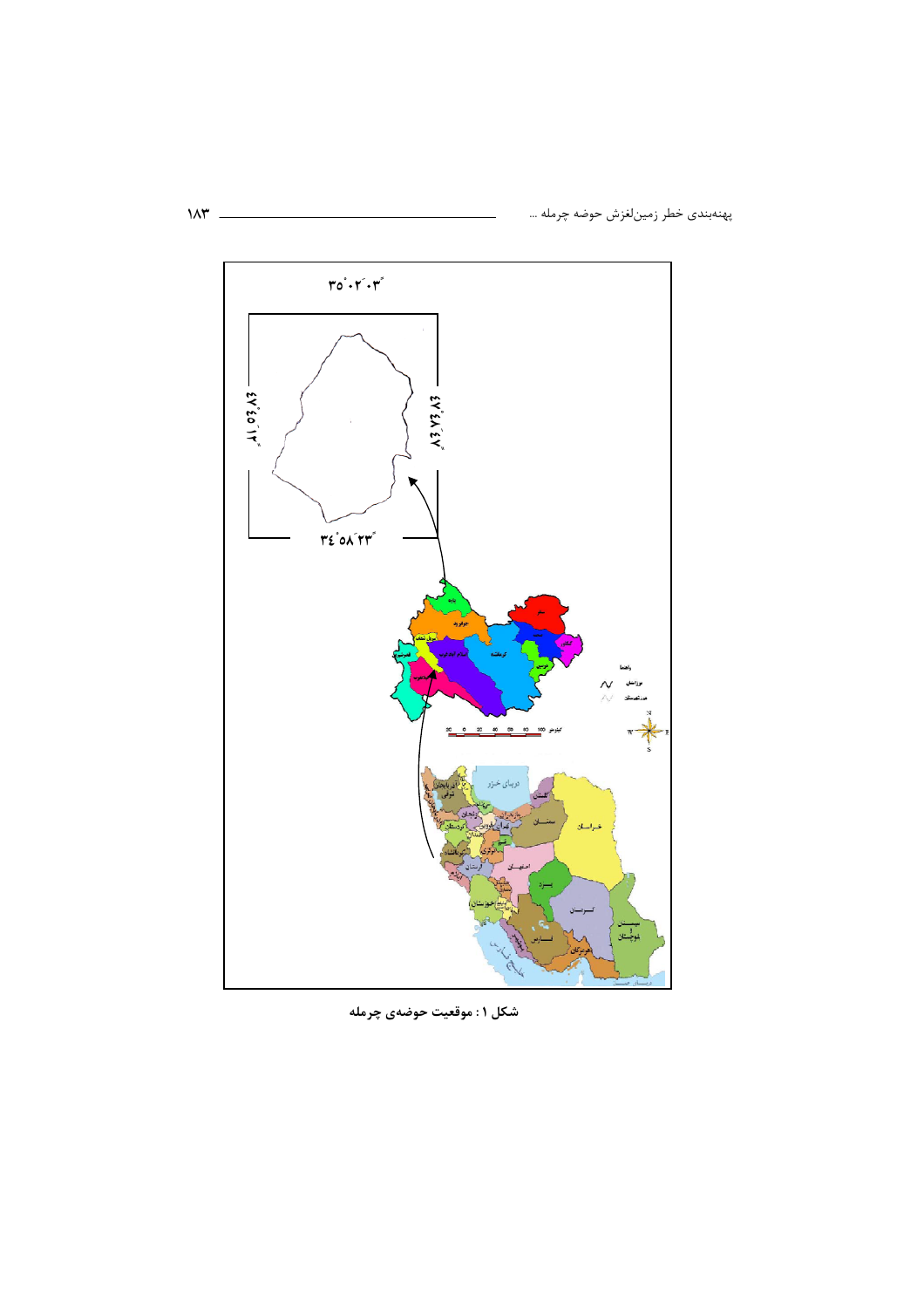شکل ۱ : موقعیت حوضه‌ی چرمله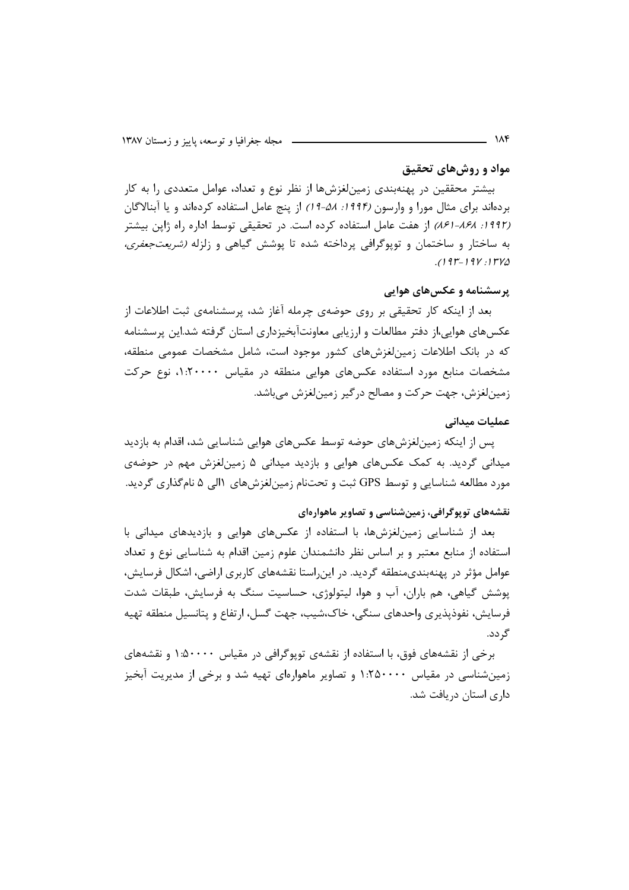## مواد و روش‌های تحقیق

بیشتر محققین در پهنه‌بندی زمین‌لغزش‌ها از نظر نوع و تعداد، عوامل متعددی را به کار برده‌اند برای مثال مورا و وارسون *(۱۹۹۴: ۵۸-۱۹)* از پنج عامل استفاده کرده‌اند و یا آبنالاگان *(۱۹۹۲: ۸۶۸-۸۶۱)* از هفت عامل استفاده کرده است. در تحقیقی توسط اداره راه ژاپن بیشتر به ساختار و ساختمان و توپوگرافی پرداخته شده تا پوشش گیاهی و زلزله *(شریعت‌جعفری، ۱۳۷۵: ۱۹۷-۱۹۳)*.

### پرسشنامه و عکس‌های هوایی

بعد از اینکه کار تحقیقی بر روی حوضه‌ی چرمله آغاز شد، پرسشنامه‌ی ثبت اطلاعات از عکس‌های هوایی،از دفتر مطالعات و ارزیابی معاونت‌آبخیزداری استان گرفته شد.این پرسشنامه که در بانک اطلاعات زمین‌لغزش‌های کشور موجود است، شامل مشخصات عمومی منطقه، مشخصات منابع مورد استفاده عکس‌های هوایی منطقه در مقیاس ۱:۲۰۰۰۰، نوع حرکت زمین‌لغزش، جهت حرکت و مصالح درگیر زمین‌لغزش می‌باشد.

### عملیات میدانی

پس از اینکه زمین‌لغزش‌های حوضه توسط عکس‌های هوایی شناسایی شد، اقدام به بازدید میدانی گردید. به کمک عکس‌های هوایی و بازدید میدانی ۵ زمین‌لغزش مهم در حوضه‌ی مورد مطالعه شناسایی و توسط GPS ثبت و تحت‌نام زمین‌لغزش‌های ۱الی ۵ نام‌گذاری گردید.

### نقشه‌های توپوگرافی، زمین‌شناسی و تصاویر ماهواره‌ای

بعد از شناسایی زمین‌لغزش‌ها، با استفاده از عکس‌های هوایی و بازدیدهای میدانی با استفاده از منابع معتبر و بر اساس نظر دانشمندان علوم زمین اقدام به شناسایی نوع و تعداد عوامل مؤثر در پهنه‌بندی‌منطقه گردید. در این‌راستا نقشه‌های کاربری اراضی، اشکال فرسایش، پوشش گیاهی، هم باران، آب و هوا، لیتولوژی، حساسیت سنگ به فرسایش، طبقات شدت فرسایش، نفوذپذیری واحدهای سنگی، خاک،شیب، جهت گسل، ارتفاع و پتانسیل منطقه تهیه گردد.

برخی از نقشه‌های فوق، با استفاده از نقشه‌ی توپوگرافی در مقیاس ۱:۵۰۰۰۰ و نقشه‌های زمین‌شناسی در مقیاس ۱:۲۵۰۰۰۰ و تصاویر ماهواره‌ای تهیه شد و برخی از مدیریت آبخیز داری استان دریافت شد.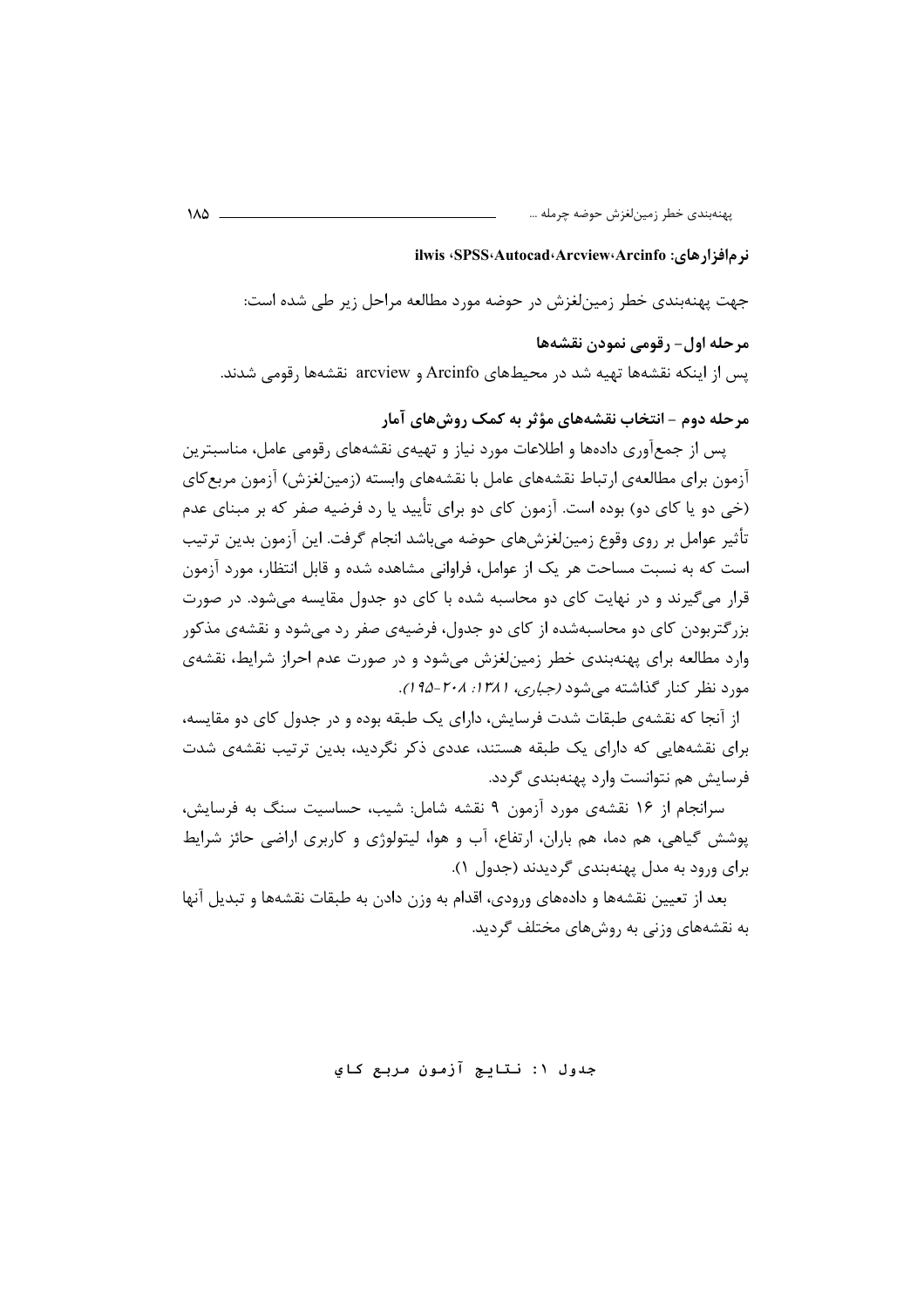**نرم‌افزارهای: Arcinfo، Arcview، Autocad، SPSS، ilwis**

جهت پهنه‌بندی خطر زمین‌لغزش در حوضه مورد مطالعه مراحل زیر طی شده است:

**مرحله اول- رقومی نمودن نقشه‌ها**

پس از اینکه نقشه‌ها تهیه شد در محیط‌های Arcinfo و arcview نقشه‌ها رقومی شدند.

**مرحله دوم - انتخاب نقشه‌های مؤثر به کمک روش‌های آمار**

پس از جمع‌آوری داده‌ها و اطلاعات مورد نیاز و تهیه‌ی نقشه‌های رقومی عامل، مناسبترین آزمون برای مطالعه‌ی ارتباط نقشه‌های عامل با نقشه‌های وابسته (زمین‌لغزش) آزمون مربع‌کای (خی دو یا کای دو) بوده است. آزمون کای دو برای تأیید یا رد فرضیه صفر که بر مبنای عدم تأثیر عوامل بر روی وقوع زمین‌لغزش‌های حوضه می‌باشد انجام گرفت. این آزمون بدین ترتیب است که به نسبت مساحت هر یک از عوامل، فراوانی مشاهده شده و قابل انتظار، مورد آزمون قرار می‌گیرند و در نهایت کای دو محاسبه شده با کای دو جدول مقایسه می‌شود. در صورت بزرگتربودن کای دو محاسبه‌شده از کای دو جدول، فرضیه‌ی صفر رد می‌شود و نقشه‌ی مذکور وارد مطالعه برای پهنه‌بندی خطر زمین‌لغزش می‌شود و در صورت عدم احراز شرایط، نقشه‌ی مورد نظر کنار گذاشته می‌شود *(جباری، ۱۳۸۱: ۲۰۸-۱۹۵)*.

از آنجا که نقشه‌ی طبقات شدت فرسایش، دارای یک طبقه بوده و در جدول کای دو مقایسه، برای نقشه‌هایی که دارای یک طبقه هستند، عددی ذکر نگردید، بدین ترتیب نقشه‌ی شدت فرسایش هم نتوانست وارد پهنه‌بندی گردد.

سرانجام از ۱۶ نقشه‌ی مورد آزمون ۹ نقشه شامل: شیب، حساسیت سنگ به فرسایش، پوشش گیاهی، هم دما، هم باران، ارتفاع، آب و هوا، لیتولوژی و کاربری اراضی حائز شرایط برای ورود به مدل پهنه‌بندی گردیدند (جدول ۱).

بعد از تعیین نقشه‌ها و داده‌های ورودی، اقدام به وزن دادن به طبقات نقشه‌ها و تبدیل آنها به نقشه‌های وزنی به روش‌های مختلف گردید.

جدول ۱: نتایج آزمون مربع کای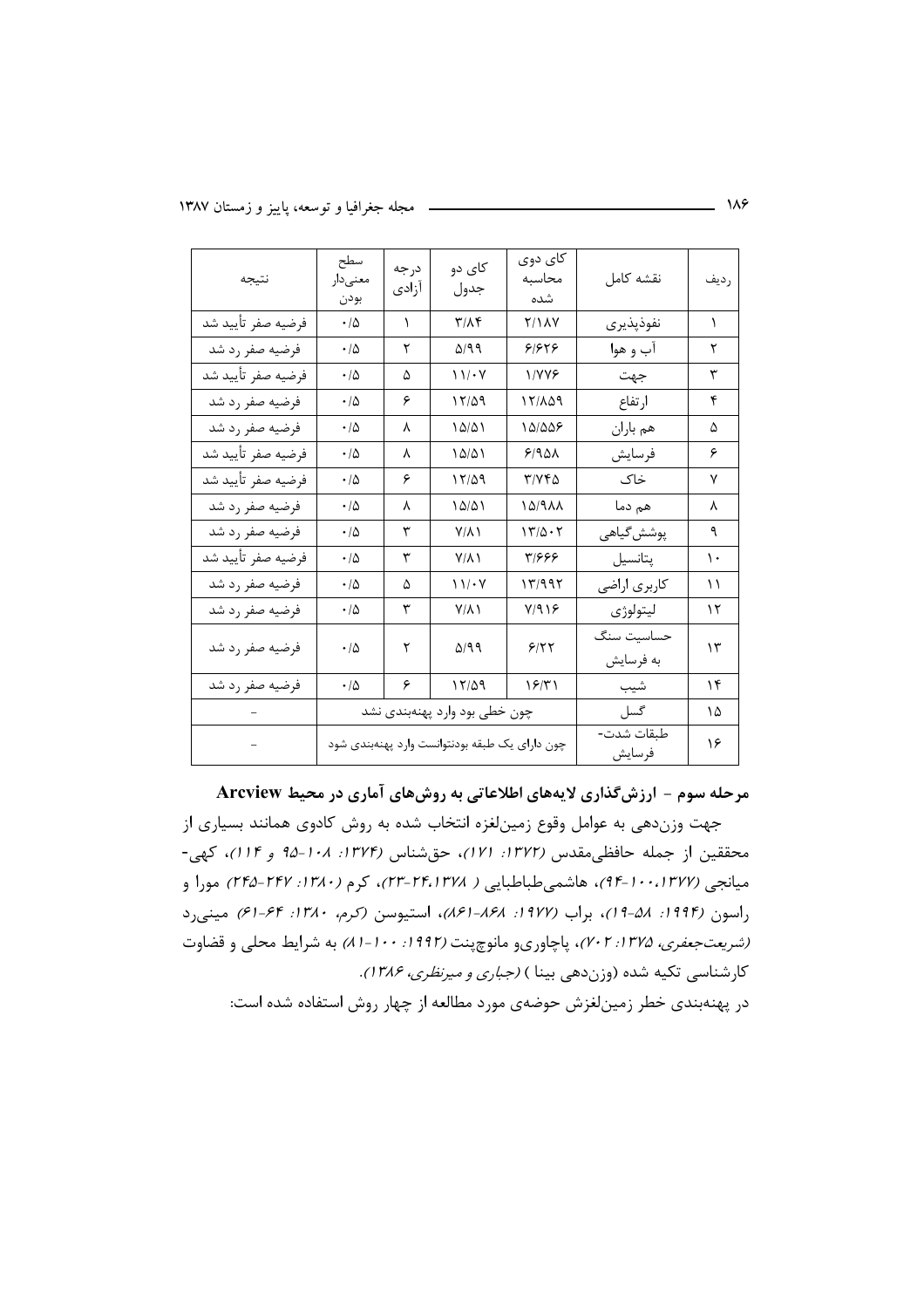| ردیف | نقشه کامل | کای دوی محاسبه شده | کای دو جدول | درجه آزادی | سطح معنی‌دار بودن | نتیجه |
|---|---|---|---|---|---|---|
| ۱ | نفوذپذیری | ۲/۱۸۷ | ۳/۸۴ | ۱ | ۰/۵ | فرضیه صفر تأیید شد |
| ۲ | آب و هوا | ۶/۶۲۶ | ۵/۹۹ | ۲ | ۰/۵ | فرضیه صفر رد شد |
| ۳ | جهت | ۱/۷۷۶ | ۱۱/۰۷ | ۵ | ۰/۵ | فرضیه صفر تأیید شد |
| ۴ | ارتفاع | ۱۲/۸۵۹ | ۱۲/۵۹ | ۶ | ۰/۵ | فرضیه صفر رد شد |
| ۵ | هم باران | ۱۵/۵۵۶ | ۱۵/۵۱ | ۸ | ۰/۵ | فرضیه صفر رد شد |
| ۶ | فرسایش | ۶/۹۵۸ | ۱۵/۵۱ | ۸ | ۰/۵ | فرضیه صفر تأیید شد |
| ۷ | خاک | ۳/۷۴۵ | ۱۲/۵۹ | ۶ | ۰/۵ | فرضیه صفر تأیید شد |
| ۸ | هم دما | ۱۵/۹۸۸ | ۱۵/۵۱ | ۸ | ۰/۵ | فرضیه صفر رد شد |
| ۹ | پوشش‌گیاهی | ۱۳/۵۰۲ | ۷/۸۱ | ۳ | ۰/۵ | فرضیه صفر رد شد |
| ۱۰ | پتانسیل | ۳/۶۶۶ | ۷/۸۱ | ۳ | ۰/۵ | فرضیه صفر تأیید شد |
| ۱۱ | کاربری اراضی | ۱۳/۹۹۲ | ۱۱/۰۷ | ۵ | ۰/۵ | فرضیه صفر رد شد |
| ۱۲ | لیتولوژی | ۷/۹۱۶ | ۷/۸۱ | ۳ | ۰/۵ | فرضیه صفر رد شد |
| ۱۳ | حساسیت سنگ به فرسایش | ۶/۲۲ | ۵/۹۹ | ۲ | ۰/۵ | فرضیه صفر رد شد |
| ۱۴ | شیب | ۱۶/۳۱ | ۱۲/۵۹ | ۶ | ۰/۵ | فرضیه صفر رد شد |
| ۱۵ | گسل | چون خطی بود وارد پهنه‌بندی نشد | | | | - |
| ۱۶ | طبقات شدت- فرسایش | چون دارای یک طبقه بودنتوانست وارد پهنه‌بندی شود | | | | - |

### مرحله سوم - ارزش‌گذاری لایه‌های اطلاعاتی به روش‌های آماری در محیط Arcview

جهت وزن‌دهی به عوامل وقوع زمین‌لغزه انتخاب شده به روش کادوی همانند بسیاری از محققین از جمله حافظی‌مقدس *(۱۳۷۲: ۱۷۱)*، حق‌شناس *(۱۳۷۴: ۱۰۸-۹۵ و ۱۱۴)*، کهی-میانجی *(۱۳۷۷،۱۰۰-۹۴)*، هاشمی‌طباطبایی *( ۱۳۷۸،۲۴-۲۳)*، کرم *(۱۳۸۰: ۲۴۷-۲۴۵)* مورا و راسون *(۱۹۹۴: ۵۸-۱۹)*، براب *(۱۹۷۷: ۸۶۸-۸۶۱)*، استیوسن *(کرم، ۱۳۸۰: ۶۴-۶۱)* مینی‌رد *(شریعت‌جعفری، ۱۳۷۵: ۷۰۲)*، پاچاوری‌و مانوچپنت *(۱۹۹۲: ۱۰۰-۸۱)* به شرایط محلی و قضاوت کارشناسی تکیه شده (وزن‌دهی بینا ) *(جباری و میرنظری، ۱۳۸۶)*.

در پهنه‌بندی خطر زمین‌لغزش حوضه‌ی مورد مطالعه از چهار روش استفاده شده است: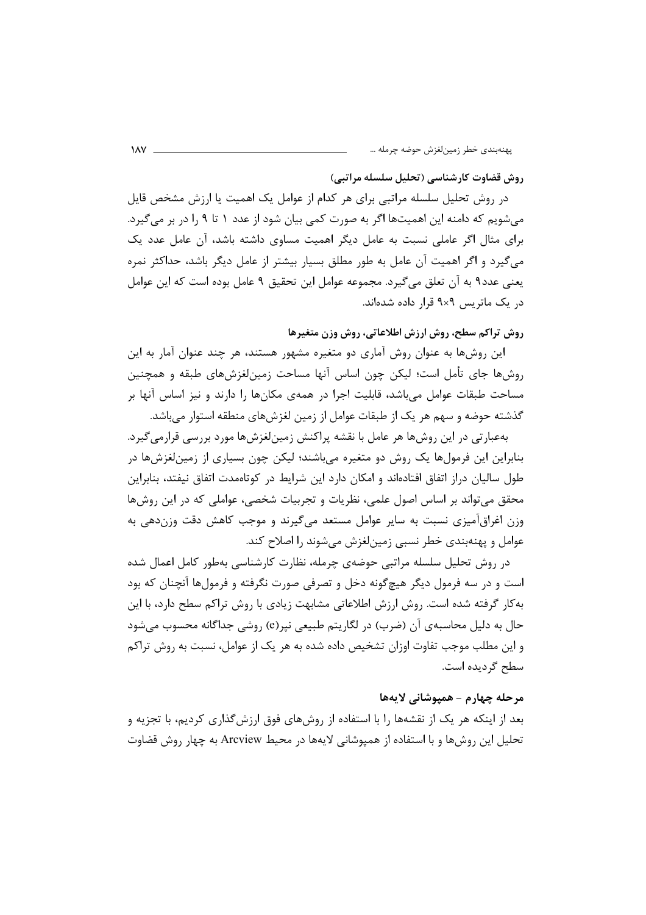**روش قضاوت کارشناسی (تحلیل سلسله مراتبی)**

در روش تحلیل سلسله مراتبی برای هر کدام از عوامل یک اهمیت یا ارزش مشخص قایل می‌شویم که دامنه این اهمیت‌ها اگر به صورت کمی بیان شود از عدد ۱ تا ۹ را در بر می‌گیرد. برای مثال اگر عاملی نسبت به عامل دیگر اهمیت مساوی داشته باشد، آن عامل عدد یک می‌گیرد و اگر اهمیت آن عامل به طور مطلق بسیار بیشتر از عامل دیگر باشد، حداکثر نمره یعنی عدد۹ به آن تعلق می‌گیرد. مجموعه عوامل این تحقیق ۹ عامل بوده است که این عوامل در یک ماتریس ۹×۹ قرار داده شده‌اند.

**روش تراکم سطح، روش ارزش اطلاعاتی، روش وزن متغیرها**

این روش‌ها به عنوان روش آماری دو متغیره مشهور هستند، هر چند عنوان آمار به این روش‌ها جای تأمل است؛ لیکن چون اساس آنها مساحت زمین‌لغزش‌های طبقه و همچنین مساحت طبقات عوامل می‌باشد، قابلیت اجرا در همه‌ی مکان‌ها را دارند و نیز اساس آنها بر گذشته حوضه و سهم هر یک از طبقات عوامل از زمین لغزش‌های منطقه استوار می‌باشد.

به‌عبارتی در این روش‌ها هر عامل با نقشه پراکنش زمین‌لغزش‌ها مورد بررسی قرارمی‌گیرد. بنابراین این فرمول‌ها یک روش دو متغیره می‌باشند؛ لیکن چون بسیاری از زمین‌لغزش‌ها در طول سالیان دراز اتفاق افتاده‌اند و امکان دارد این شرایط در کوتاه‌مدت اتفاق نیفتد، بنابراین محقق می‌تواند بر اساس اصول علمی، نظریات و تجربیات شخصی، عواملی که در این روش‌ها وزن اغراق‌آمیزی نسبت به سایر عوامل مستعد می‌گیرند و موجب کاهش دقت وزن‌دهی به عوامل و پهنه‌بندی خطر نسبی زمین‌لغزش می‌شوند را اصلاح کند.

در روش تحلیل سلسله مراتبی حوضه‌ی چرمله، نظارت کارشناسی به‌طور کامل اعمال شده است و در سه فرمول دیگر هیچ‌گونه دخل و تصرفی صورت نگرفته و فرمول‌ها آنچنان که بود به‌کار گرفته شده است. روش ارزش اطلاعاتی مشابهت زیادی با روش تراکم سطح دارد، با این حال به دلیل محاسبه‌ی آن (ضرب) در لگاریتم طبیعی نپر(e) روشی جداگانه محسوب می‌شود و این مطلب موجب تفاوت اوزان تشخیص داده شده به هر یک از عوامل، نسبت به روش تراکم سطح گردیده است.

### مرحله چهارم - همپوشانی لایه‌ها

بعد از اینکه هر یک از نقشه‌ها را با استفاده از روش‌های فوق ارزش‌گذاری کردیم، با تجزیه و تحلیل این روش‌ها و با استفاده از همپوشانی لایه‌ها در محیط Arcview به چهار روش قضاوت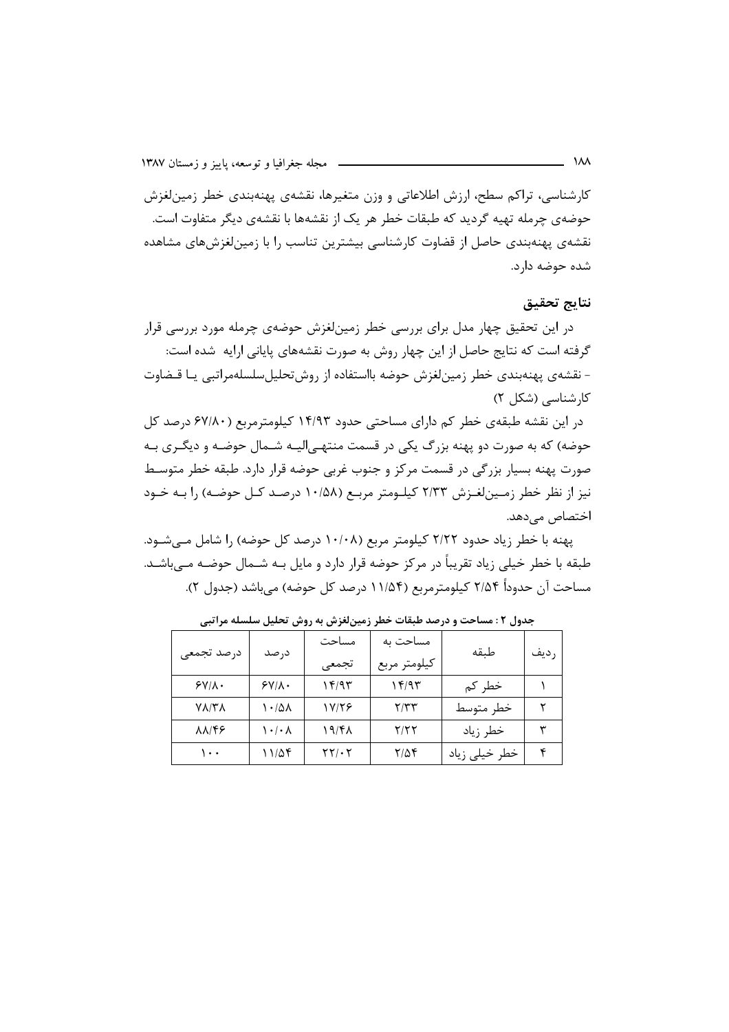کارشناسی، تراکم سطح، ارزش اطلاعاتی و وزن متغیرها، نقشه‌ی پهنه‌بندی خطر زمین‌لغزش حوضه‌ی چرمله تهیه گردید که طبقات خطر هر یک از نقشه‌ها با نقشه‌ی دیگر متفاوت است. نقشه‌ی پهنه‌بندی حاصل از قضاوت کارشناسی بیشترین تناسب را با زمین‌لغزش‌های مشاهده شده حوضه دارد.

## نتایج تحقیق

در این تحقیق چهار مدل برای بررسی خطر زمین‌لغزش حوضه‌ی چرمله مورد بررسی قرار گرفته است که نتایج حاصل از این چهار روش به صورت نقشه‌های پایانی ارایه شده است:

- نقشه‌ی پهنه‌بندی خطر زمین‌لغزش حوضه بااستفاده از روش‌تحلیل‌سلسله‌مراتبی یا قضاوت کارشناسی (شکل ۲)

در این نقشه طبقه‌ی خطر کم دارای مساحتی حدود ۱۴/۹۳ کیلومترمربع (۶۷/۸۰ درصد کل حوضه) که به صورت دو پهنه بزرگ یکی در قسمت منتهی‌الیه شمال حوضه و دیگری به صورت پهنه بسیار بزرگی در قسمت مرکز و جنوب غربی حوضه قرار دارد. طبقه خطر متوسط نیز از نظر خطر زمین‌لغزش ۲/۳۳ کیلومتر مربع (۱۰/۵۸ درصد کل حوضه) را به خود اختصاص می‌دهد.

پهنه با خطر زیاد حدود ۲/۲۲ کیلومتر مربع (۱۰/۰۸ درصد کل حوضه) را شامل می‌شود. طبقه با خطر خیلی زیاد تقریباً در مرکز حوضه قرار دارد و مایل به شمال حوضه می‌باشد. مساحت آن حدوداً ۲/۵۴ کیلومترمربع (۱۱/۵۴ درصد کل حوضه) می‌باشد (جدول ۲).

**جدول ۲ : مساحت و درصد طبقات خطر زمین‌لغزش به روش تحلیل سلسله مراتبی**

| ردیف | طبقه | مساحت به کیلومتر مربع | مساحت تجمعی | درصد | درصد تجمعی |
|---|---|---|---|---|---|
| ۱ | خطر کم | ۱۴/۹۳ | ۱۴/۹۳ | ۶۷/۸۰ | ۶۷/۸۰ |
| ۲ | خطر متوسط | ۲/۳۳ | ۱۷/۲۶ | ۱۰/۵۸ | ۷۸/۳۸ |
| ۳ | خطر زیاد | ۲/۲۲ | ۱۹/۴۸ | ۱۰/۰۸ | ۸۸/۴۶ |
| ۴ | خطر خیلی زیاد | ۲/۵۴ | ۲۲/۰۲ | ۱۱/۵۴ | ۱۰۰ |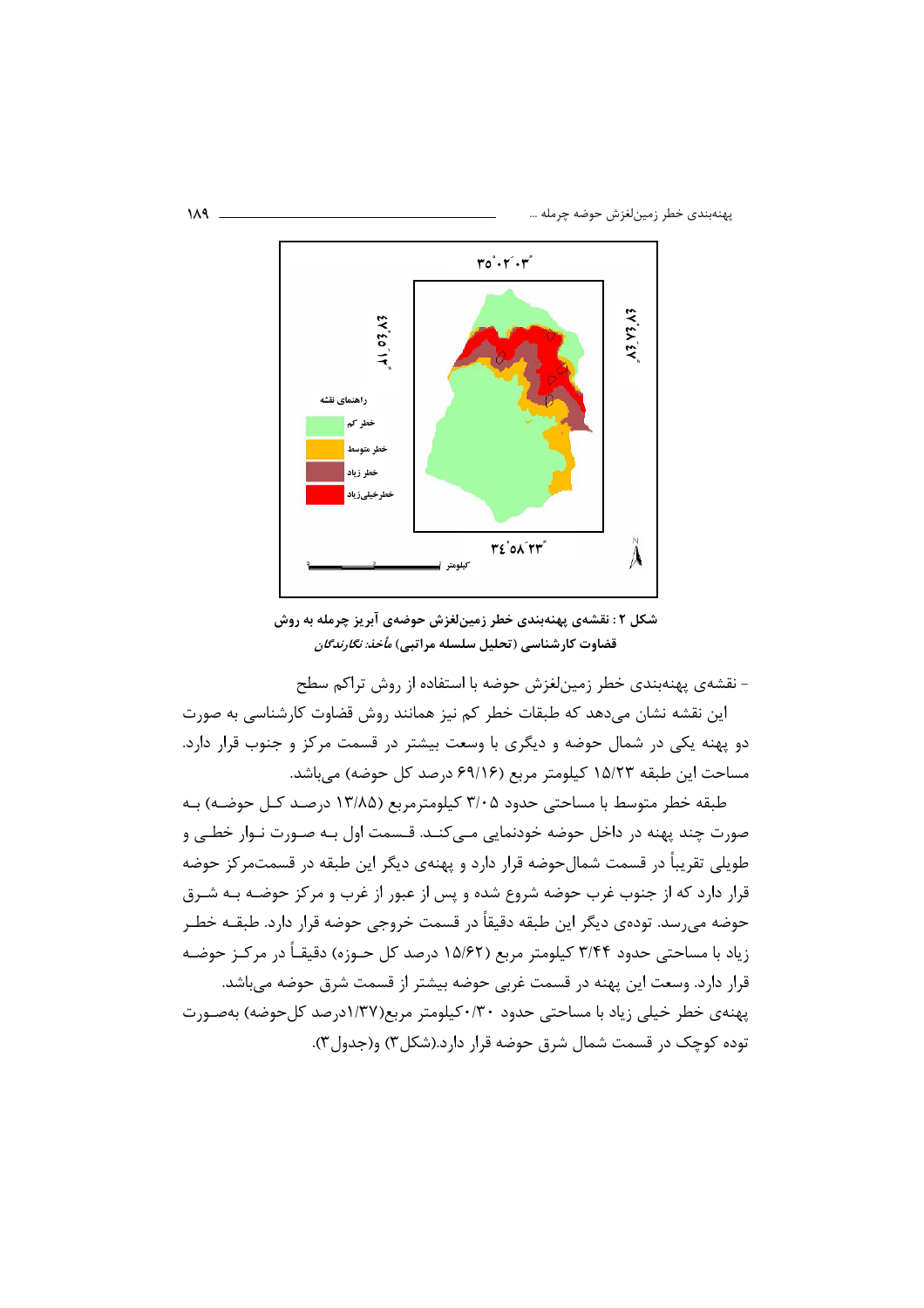شکل ۲ : نقشه‌ی پهنه‌بندی خطر زمین‌لغزش حوضه‌ی آبریز چرمله به روش قضاوت کارشناسی (تحلیل سلسله مراتبی) *مأخذ: نگارندگان*

- نقشه‌ی پهنه‌بندی خطر زمین‌لغزش حوضه با استفاده از روش تراکم سطح

این نقشه نشان می‌دهد که طبقات خطر کم نیز همانند روش قضاوت کارشناسی به صورت دو پهنه یکی در شمال حوضه و دیگری با وسعت بیشتر در قسمت مرکز و جنوب قرار دارد. مساحت این طبقه ۱۵/۲۳ کیلومتر مربع (۶۹/۱۶ درصد کل حوضه) می‌باشد.

طبقه خطر متوسط با مساحتی حدود ۳/۰۵ کیلومترمربع (۱۳/۸۵ درصد کل حوضه) به صورت چند پهنه در داخل حوضه خودنمایی می‌کند. قسمت اول به صورت نوار خطی و طویلی تقریباً در قسمت شمال‌حوضه قرار دارد و پهنه‌ی دیگر این طبقه در قسمت‌مرکز حوضه قرار دارد که از جنوب غرب حوضه شروع شده و پس از عبور از غرب و مرکز حوضه به شرق حوضه می‌رسد. توده‌ی دیگر این طبقه دقیقاً در قسمت خروجی حوضه قرار دارد. طبقه خطر زیاد با مساحتی حدود ۳/۴۴ کیلومتر مربع (۱۵/۶۲ درصد کل حوزه) دقیقاً در مرکز حوضه قرار دارد. وسعت این پهنه در قسمت غربی حوضه بیشتر از قسمت شرق حوضه می‌باشد.

پهنه‌ی خطر خیلی زیاد با مساحتی حدود ۰/۳۰کیلومتر مربع(۱/۳۷درصد کل‌حوضه) به‌صورت توده کوچک در قسمت شمال شرق حوضه قرار دارد.(شکل۳) و(جدول۳).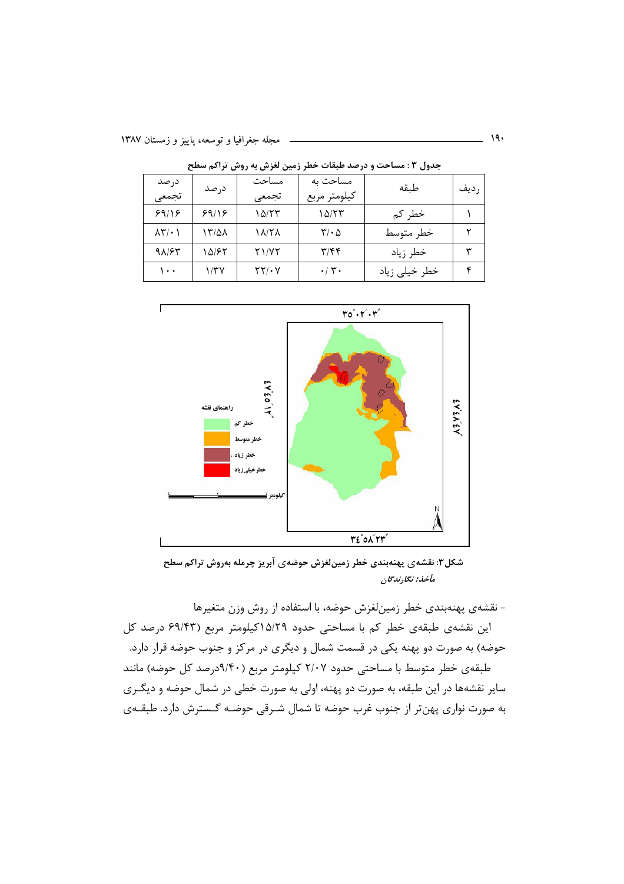جدول ۳ : مساحت و درصد طبقات خطر زمین لغزش به روش تراکم سطح

| ردیف | طبقه | مساحت به کیلومتر مربع | مساحت تجمعی | درصد | درصد تجمعی |
|---|---|---|---|---|---|
| ۱ | خطر کم | ۱۵/۲۳ | ۱۵/۲۳ | ۶۹/۱۶ | ۶۹/۱۶ |
| ۲ | خطر متوسط | ۳/۰۵ | ۱۸/۲۸ | ۱۳/۵۸ | ۸۳/۰۱ |
| ۳ | خطر زیاد | ۳/۴۴ | ۲۱/۷۲ | ۱۵/۶۲ | ۹۸/۶۳ |
| ۴ | خطر خیلی زیاد | ۰/۳۰ | ۲۲/۰۷ | ۱/۳۷ | ۱۰۰ |

شکل۳: نقشه‌ی پهنه‌بندی خطر زمین‌لغزش حوضه‌ی آبریز چرمله به‌روش تراکم سطح

*مأخذ: نگارندگان*

- نقشه‌ی پهنه‌بندی خطر زمین‌لغزش حوضه، با استفاده از روش وزن متغیرها

این نقشه‌ی طبقه‌ی خطر کم با مساحتی حدود ۱۵/۲۹کیلومتر مربع (۶۹/۴۳ درصد کل حوضه) به صورت دو پهنه یکی در قسمت شمال و دیگری در مرکز و جنوب حوضه قرار دارد.

طبقه‌ی خطر متوسط با مساحتی حدود ۲/۰۷ کیلومتر مربع (۹/۴۰درصد کل حوضه) مانند سایر نقشه‌ها در این طبقه، به صورت دو پهنه، اولی به صورت خطی در شمال حوضه و دیگری به صورت نواری پهن‌تر از جنوب غرب حوضه تا شمال شرقی حوضه گسترش دارد. طبقه‌ی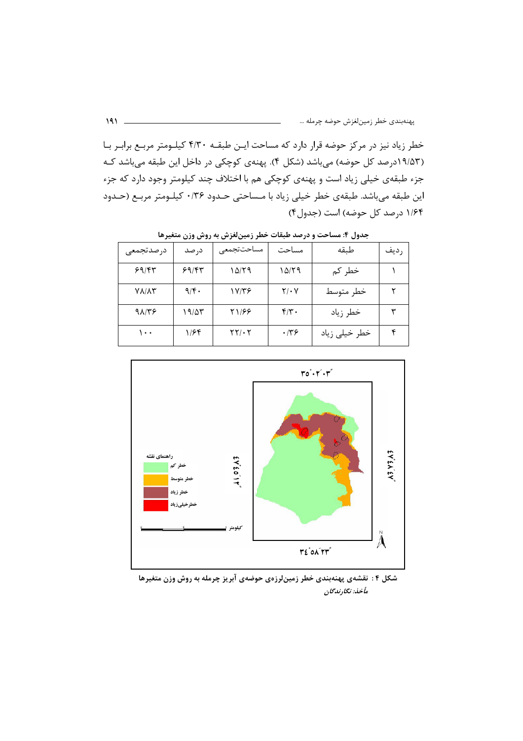خطر زیاد نیز در مرکز حوضه قرار دارد که مساحت این طبقه ۴/۳۰ کیلومتر مربع برابر با (۱۹/۵۳درصد کل حوضه) می‌باشد (شکل ۴). پهنه‌ی کوچکی در داخل این طبقه می‌باشد که جزء طبقه‌ی خیلی زیاد است و پهنه‌ی کوچکی هم با اختلاف چند کیلومتر وجود دارد که جزء این طبقه می‌باشد. طبقه‌ی خطر خیلی زیاد با مساحتی حدود ۰/۳۶ کیلومتر مربع (حدود ۱/۶۴ درصد کل حوضه) است (جدول ۴)

**جدول ۴: مساحت و درصد طبقات خطر زمین‌لغزش به روش وزن متغیرها**

| ردیف | طبقه | مساحت | مساحت‌تجمعی | درصد | درصدتجمعی |
|---|---|---|---|---|---|
| ۱ | خطر کم | ۱۵/۲۹ | ۱۵/۲۹ | ۶۹/۴۳ | ۶۹/۴۳ |
| ۲ | خطر متوسط | ۲/۰۷ | ۱۷/۳۶ | ۹/۴۰ | ۷۸/۸۳ |
| ۳ | خطر زیاد | ۴/۳۰ | ۲۱/۶۶ | ۱۹/۵۳ | ۹۸/۳۶ |
| ۴ | خطر خیلی زیاد | ۰/۳۶ | ۲۲/۰۲ | ۱/۶۴ | ۱۰۰ |

**شکل ۴: نقشه‌ی پهنه‌بندی خطر زمین‌لرزه‌ی حوضه‌ی آبریز چرمله به روش وزن متغیرها**

*مأخذ: نگارندگان*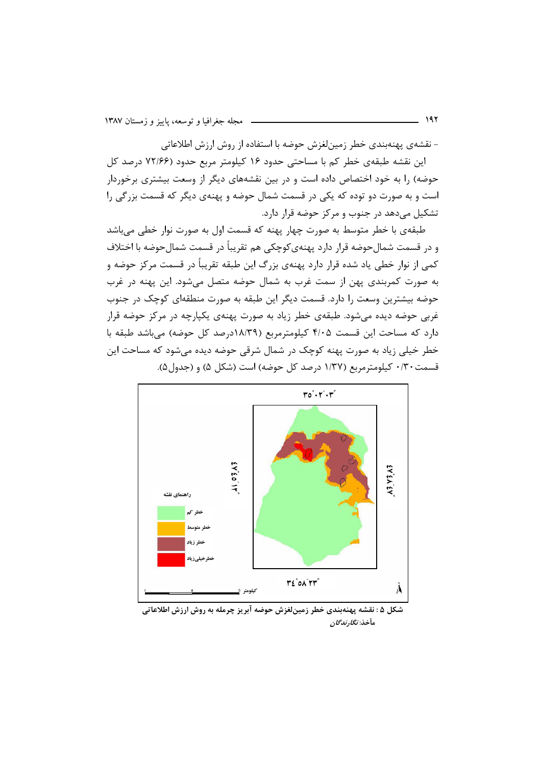- نقشه‌ی پهنه‌بندی خطر زمین‌لغزش حوضه با استفاده از روش ارزش اطلاعاتی

این نقشه طبقه‌ی خطر کم با مساحتی حدود ۱۶ کیلومتر مربع حدود (۷۲/۶۶ درصد کل حوضه) را به خود اختصاص داده است و در بین نقشه‌های دیگر از وسعت بیشتری برخوردار است و به صورت دو توده که یکی در قسمت شمال حوضه و پهنه‌ی دیگر که قسمت بزرگی را تشکیل می‌دهد در جنوب و مرکز حوضه قرار دارد.

طبقه‌ی با خطر متوسط به صورت چهار پهنه که قسمت اول به صورت نوار خطی می‌باشد و در قسمت شمال‌حوضه قرار دارد پهنه‌ی‌کوچکی هم تقریباً در قسمت شمال‌حوضه با اختلاف کمی از نوار خطی یاد شده قرار دارد پهنه‌ی بزرگ این طبقه تقریباً در قسمت مرکز حوضه و به صورت کمربندی پهن از سمت غرب به شمال حوضه متصل می‌شود. این پهنه در غرب حوضه بیشترین وسعت را دارد. قسمت دیگر این طبقه به صورت منطقه‌ای کوچک در جنوب غربی حوضه دیده می‌شود. طبقه‌ی خطر زیاد به صورت پهنه‌ی یکپارچه در مرکز حوضه قرار دارد که مساحت این قسمت ۴/۰۵ کیلومترمربع (۱۸/۳۹درصد کل حوضه) می‌باشد طبقه با خطر خیلی زیاد به صورت پهنه کوچک در شمال شرقی حوضه دیده می‌شود که مساحت این قسمت ۰/۳۰ کیلومترمربع (۱/۳۷ درصد کل حوضه) است (شکل ۵) و (جدول۵).

راهنمای نقشه: خطر کم، خطر متوسط، خطر زیاد، خطرخیلی‌زیاد

شکل ۵ : نقشه پهنه‌بندی خطر زمین‌لغزش حوضه آبریز چرمله به روش ارزش اطلاعاتی

مأخذ: *نگارندگان*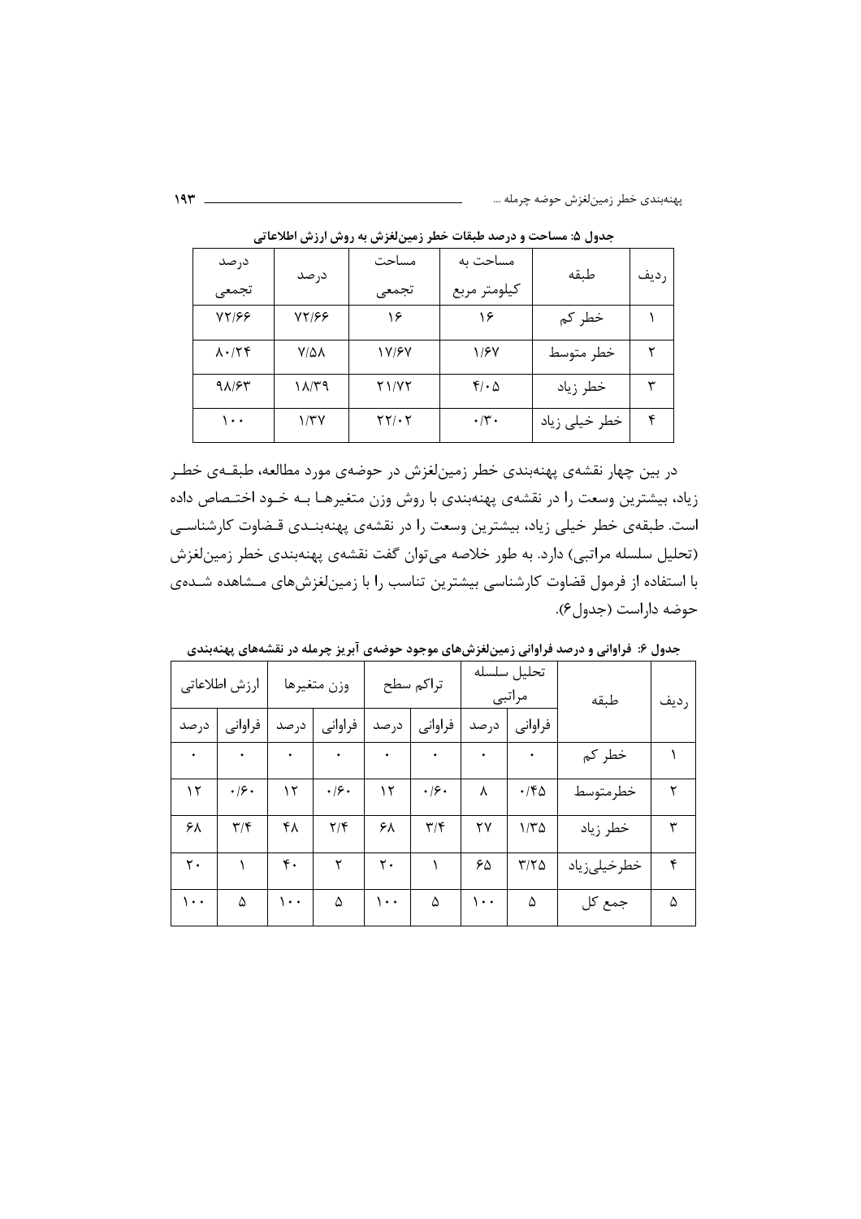**جدول ۵: مساحت و درصد طبقات خطر زمین‌لغزش به روش ارزش اطلاعاتی**

| ردیف | طبقه | مساحت به کیلومتر مربع | مساحت تجمعی | درصد | درصد تجمعی |
|---|---|---|---|---|---|
| ۱ | خطر کم | ۱۶ | ۱۶ | ۷۲/۶۶ | ۷۲/۶۶ |
| ۲ | خطر متوسط | ۱/۶۷ | ۱۷/۶۷ | ۷/۵۸ | ۸۰/۲۴ |
| ۳ | خطر زیاد | ۴/۰۵ | ۲۱/۷۲ | ۱۸/۳۹ | ۹۸/۶۳ |
| ۴ | خطر خیلی زیاد | ۰/۳۰ | ۲۲/۰۲ | ۱/۳۷ | ۱۰۰ |

در بین چهار نقشه‌ی پهنه‌بندی خطر زمین‌لغزش در حوضه‌ی مورد مطالعه، طبقه‌ی خطر زیاد، بیشترین وسعت را در نقشه‌ی پهنه‌بندی با روش وزن متغیرها به خود اختصاص داده است. طبقه‌ی خطر خیلی زیاد، بیشترین وسعت را در نقشه‌ی پهنه‌بندی قضاوت کارشناسی (تحلیل سلسله مراتبی) دارد. به طور خلاصه می‌توان گفت نقشه‌ی پهنه‌بندی خطر زمین‌لغزش با استفاده از فرمول قضاوت کارشناسی بیشترین تناسب را با زمین‌لغزش‌های مشاهده شده‌ی حوضه داراست (جدول۶).

**جدول ۶: فراوانی و درصد فراوانی زمین‌لغزش‌های موجود حوضه‌ی آبریز چرمله در نقشه‌های پهنه‌بندی**

| ردیف | طبقه | تحلیل سلسله مراتبی | | تراکم سطح | | وزن متغیرها | | ارزش اطلاعاتی | |
|---|---|---|---|---|---|---|---|---|---|
| | | فراوانی | درصد | فراوانی | درصد | فراوانی | درصد | فراوانی | درصد |
| ۱ | خطر کم | ۰ | ۰ | ۰ | ۰ | ۰ | ۰ | ۰ | ۰ |
| ۲ | خطرمتوسط | ۰/۴۵ | ۸ | ۰/۶۰ | ۱۲ | ۰/۶۰ | ۱۲ | ۰/۶۰ | ۱۲ |
| ۳ | خطر زیاد | ۱/۳۵ | ۲۷ | ۳/۴ | ۶۸ | ۲/۴ | ۴۸ | ۳/۴ | ۶۸ |
| ۴ | خطرخیلی‌زیاد | ۳/۲۵ | ۶۵ | ۱ | ۲۰ | ۲ | ۴۰ | ۱ | ۲۰ |
| ۵ | جمع کل | ۵ | ۱۰۰ | ۵ | ۱۰۰ | ۵ | ۱۰۰ | ۵ | ۱۰۰ |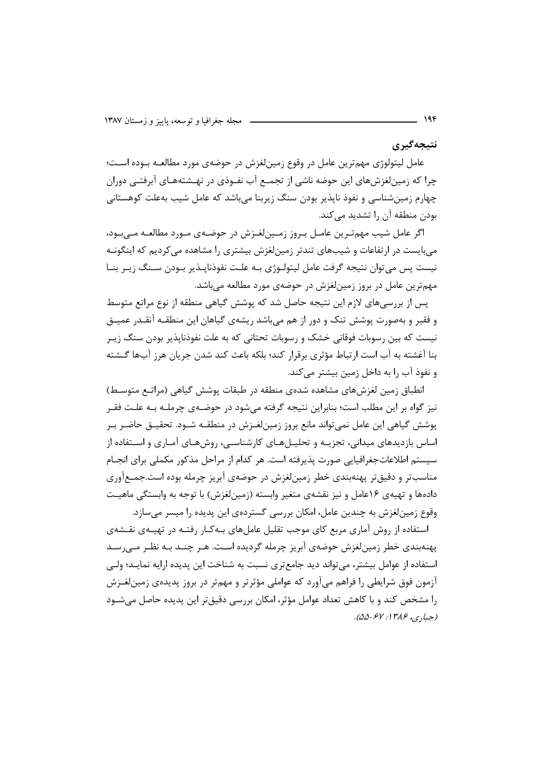## نتیجه‌گیری

عامل لیتولوژی مهم‌ترین عامل در وقوع زمین‌لغزش در حوضه‌ی مورد مطالعه بوده است؛ چرا که زمین‌لغزش‌های این حوضه ناشی از تجمع آب نفوذی در نهشته‌های آبرفتی دوران چهارم زمین‌شناسی و نفوذ ناپذیر بودن سنگ زیربنا می‌باشد که عامل شیب به‌علت کوهستانی بودن منطقه آن را تشدید می‌کند.

اگر عامل شیب مهم‌ترین عامل بروز زمین‌لغزش در حوضه‌ی مورد مطالعه می‌بود، می‌بایست در ارتفاعات و شیب‌های تندتر زمین‌لغزش بیشتری را مشاهده می‌کردیم که اینگونه نیست پس می‌توان نتیجه گرفت عامل لیتولوژی به علت نفوذناپذیر بودن سنگ زیر بنا مهم‌ترین عامل در بروز زمین‌لغزش در حوضه‌ی مورد مطالعه می‌باشد.

پس از بررسی‌های لازم این نتیجه حاصل شد که پوشش گیاهی منطقه از نوع مراتع متوسط و فقیر و به‌صورت پوشش تنک و دور از هم می‌باشد ریشه‌ی گیاهان این منطقه آنقدر عمیق نیست که بین رسوبات فوقانی خشک و رسوبات تحتانی که به علت نفوذناپذیر بودن سنگ زیر بنا آغشته به آب است ارتباط مؤثری برقرار کند؛ بلکه باعث کند شدن جریان هرز آب‌ها گشته و نفوذ آب را به داخل زمین بیشتر می‌کند.

انطباق زمین لغزش‌های مشاهده شده‌ی منطقه در طبقات پوشش گیاهی (مراتع متوسط) نیز گواه بر این مطلب است؛ بنابراین نتیجه گرفته می‌شود در حوضه‌ی چرمله به علت فقر پوشش گیاهی این عامل نمی‌تواند مانع بروز زمین‌لغزش در منطقه شود. تحقیق حاضر بر اساس بازدیدهای میدانی، تجزیه و تحلیل‌های کارشناسی، روش‌های آماری و استفاده از سیستم اطلاعات‌جغرافیایی صورت پذیرفته است. هر کدام از مراحل مذکور مکملی برای انجام مناسب‌تر و دقیق‌تر پهنه‌بندی خطر زمین‌لغزش در حوضه‌ی آبریز چرمله بوده است.جمع‌آوری داده‌ها و تهیه‌ی ۱۶عامل و نیز نقشه‌ی متغیر وابسته (زمین‌لغزش) با توجه به وابستگی ماهیت وقوع زمین‌لغزش به چندین عامل، امکان بررسی گسترده‌ی این پدیده را میسر می‌سازد.

استفاده از روش آماری مربع کای موجب تقلیل عامل‌های به‌کار رفته در تهیه‌ی نقشه‌ی پهنه‌بندی خطر زمین‌لغزش حوضه‌ی آبریز چرمله گردیده است. هر چند به نظر می‌رسد استفاده از عوامل بیشتر، می‌تواند دید جامع‌تری نسبت به شناخت این پدیده ارایه نماید؛ ولی آزمون فوق شرایطی را فراهم می‌آورد که عواملی مؤثرتر و مهم‌تر در بروز پدیده‌ی زمین‌لغزش را مشخص کند و با کاهش تعداد عوامل مؤثر، امکان بررسی دقیق‌تر این پدیده حاصل می‌شود *(جباری، ۱۳۸۶: ۶۷-۵۵)*.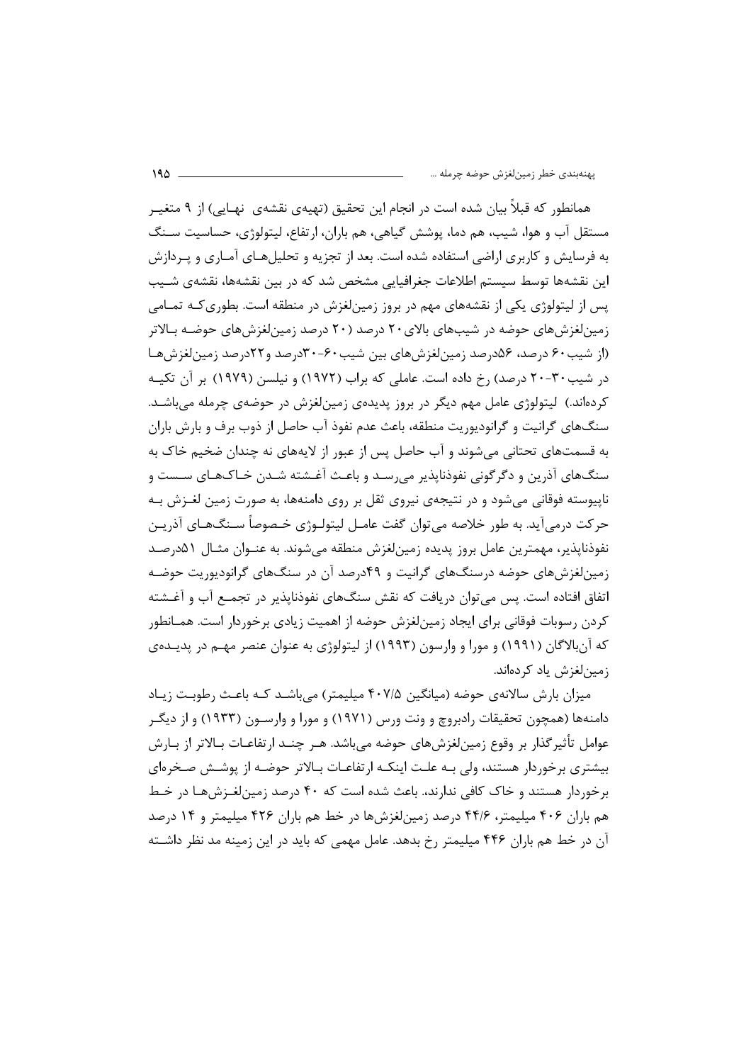همانطور که قبلاً بیان شده است در انجام این تحقیق (تهیه‌ی نقشه‌ی نهایی) از ۹ متغیر مستقل آب و هوا، شیب، هم دما، پوشش گیاهی، هم باران، ارتفاع، لیتولوژی، حساسیت سنگ به فرسایش و کاربری اراضی استفاده شده است. بعد از تجزیه و تحلیل‌های آماری و پردازش این نقشه‌ها توسط سیستم اطلاعات جغرافیایی مشخص شد که در بین نقشه‌ها، نقشه‌ی شیب پس از لیتولوژی یکی از نقشه‌های مهم در بروز زمین‌لغزش در منطقه است. بطوری‌که تمامی زمین‌لغزش‌های حوضه در شیب‌های بالای ۲۰ درصد (۲۰ درصد زمین‌لغزش‌های حوضه بالاتر (از شیب ۶۰ درصد، ۵۶درصد زمین‌لغزش‌های بین شیب ۶۰-۳۰درصد و ۲۲درصد زمین‌لغزش‌ها در شیب ۳۰-۲۰ درصد) رخ داده است. عاملی که براب (۱۹۷۲) و نیلسن (۱۹۷۹) بر آن تکیه کرده‌اند.) لیتولوژی عامل مهم دیگر در بروز پدیده‌ی زمین‌لغزش در حوضه‌ی چرمله می‌باشد. سنگ‌های گرانیت و گرانودیوریت منطقه، باعث عدم نفوذ آب حاصل از ذوب برف و بارش باران به قسمت‌های تحتانی می‌شوند و آب حاصل پس از عبور از لایه‌های نه چندان ضخیم خاک به سنگ‌های آذرین و دگرگونی نفوذناپذیر می‌رسد و باعث آغشته شدن خاک‌های سست و ناپیوسته فوقانی می‌شود و در نتیجه‌ی نیروی ثقل بر روی دامنه‌ها، به صورت زمین لغزش به حرکت درمی‌آید. به طور خلاصه می‌توان گفت عامل لیتولوژی خصوصاً سنگ‌های آذرین نفوذناپذیر، مهمترین عامل بروز پدیده زمین‌لغزش منطقه می‌شوند. به عنوان مثال ۵۱درصد زمین‌لغزش‌های حوضه درسنگ‌های گرانیت و ۴۹درصد آن در سنگ‌های گرانودیوریت حوضه اتفاق افتاده است. پس می‌توان دریافت که نقش سنگ‌های نفوذناپذیر در تجمع آب و آغشته کردن رسوبات فوقانی برای ایجاد زمین‌لغزش حوضه از اهمیت زیادی برخوردار است. همانطور که آن‌بالاگان (۱۹۹۱) و مورا و وارسون (۱۹۹۳) از لیتولوژی به عنوان عنصر مهم در پدیده‌ی زمین‌لغزش یاد کرده‌اند.

میزان بارش سالانه‌ی حوضه (میانگین ۴۰۷/۵ میلیمتر) می‌باشد که باعث رطوبت زیاد دامنه‌ها (همچون تحقیقات رادبروچ و ونت ورس (۱۹۷۱) و مورا و وارسون (۱۹۳۳) و از دیگر عوامل تأثیرگذار بر وقوع زمین‌لغزش‌های حوضه می‌باشد. هر چند ارتفاعات بالاتر از بارش بیشتری برخوردار هستند، ولی به علت اینکه ارتفاعات بالاتر حوضه از پوشش صخره‌ای برخوردار هستند و خاک کافی ندارند، باعث شده است که ۴۰ درصد زمین‌لغزش‌ها در خط هم باران ۴۰۶ میلیمتر، ۴۴/۶ درصد زمین‌لغزش‌ها در خط هم باران ۴۲۶ میلیمتر و ۱۴ درصد آن در خط هم باران ۴۴۶ میلیمتر رخ بدهد. عامل مهمی که باید در این زمینه مد نظر داشته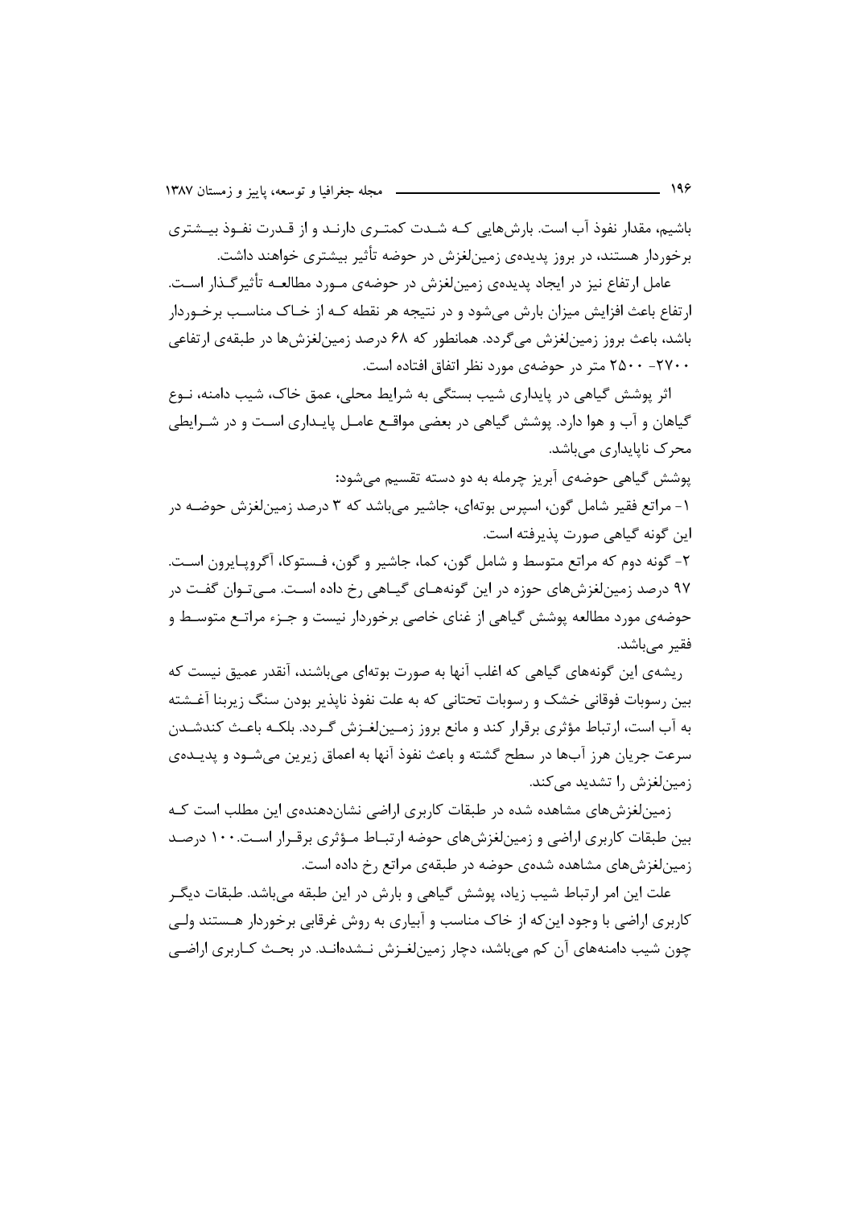باشیم، مقدار نفوذ آب است. بارش‌هایی که شدت کمتری دارند و از قدرت نفوذ بیشتری برخوردار هستند، در بروز پدیده‌ی زمین‌لغزش در حوضه تأثیر بیشتری خواهند داشت.

عامل ارتفاع نیز در ایجاد پدیده‌ی زمین‌لغزش در حوضه‌ی مورد مطالعه تأثیرگذار است. ارتفاع باعث افزایش میزان بارش می‌شود و در نتیجه هر نقطه که از خاک مناسب برخوردار باشد، باعث بروز زمین‌لغزش می‌گردد. همانطور که ۶۸ درصد زمین‌لغزش‌ها در طبقه‌ی ارتفاعی ۲۷۰۰- ۲۵۰۰ متر در حوضه‌ی مورد نظر اتفاق افتاده است.

اثر پوشش گیاهی در پایداری شیب بستگی به شرایط محلی، عمق خاک، شیب دامنه، نوع گیاهان و آب و هوا دارد. پوشش گیاهی در بعضی مواقع عامل پایداری است و در شرایطی محرک ناپایداری می‌باشد.

پوشش گیاهی حوضه‌ی آبریز چرمله به دو دسته تقسیم می‌شود:

۱- مراتع فقیر شامل گون، اسپرس بوته‌ای، جاشیر می‌باشد که ۳ درصد زمین‌لغزش حوضه در این گونه گیاهی صورت پذیرفته است.

۲- گونه دوم که مراتع متوسط و شامل گون، کما، جاشیر و گون، فستوکا، آگروپایرون است. ۹۷ درصد زمین‌لغزش‌های حوزه در این گونه‌های گیاهی رخ داده است. می‌توان گفت در حوضه‌ی مورد مطالعه پوشش گیاهی از غنای خاصی برخوردار نیست و جزء مراتع متوسط و فقیر می‌باشد.

ریشه‌ی این گونه‌های گیاهی که اغلب آنها به صورت بوته‌ای می‌باشند، آنقدر عمیق نیست که بین رسوبات فوقانی خشک و رسوبات تحتانی که به علت نفوذ ناپذیر بودن سنگ زیربنا آغشته به آب است، ارتباط مؤثری برقرار کند و مانع بروز زمین‌لغزش گردد. بلکه باعث کندشدن سرعت جریان هرز آب‌ها در سطح گشته و باعث نفوذ آنها به اعماق زیرین می‌شود و پدیده‌ی زمین‌لغزش را تشدید می‌کند.

زمین‌لغزش‌های مشاهده شده در طبقات کاربری اراضی نشان‌دهنده‌ی این مطلب است که بین طبقات کاربری اراضی و زمین‌لغزش‌های حوضه ارتباط مؤثری برقرار است. ۱۰۰ درصد زمین‌لغزش‌های مشاهده شده‌ی حوضه در طبقه‌ی مراتع رخ داده است.

علت این امر ارتباط شیب زیاد، پوشش گیاهی و بارش در این طبقه می‌باشد. طبقات دیگر کاربری اراضی با وجود این‌که از خاک مناسب و آبیاری به روش غرقابی برخوردار هستند ولی چون شیب دامنه‌های آن کم می‌باشد، دچار زمین‌لغزش نشده‌اند. در بحث کاربری اراضی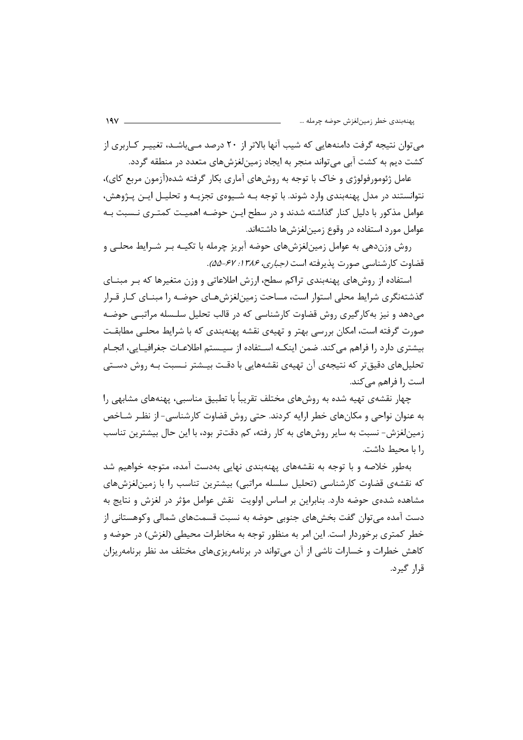می‌توان نتیجه گرفت دامنه‌هایی که شیب آنها بالاتر از ۲۰ درصد می‌باشد، تغییر کاربری از کشت دیم به کشت آبی می‌تواند منجر به ایجاد زمین‌لغزش‌های متعدد در منطقه گردد.

عامل ژئومورفولوژی و خاک با توجه به روش‌های آماری بکار گرفته شده(آزمون مربع کای)، نتوانستند در مدل پهنه‌بندی وارد شوند. با توجه به شیوه‌ی تجزیه و تحلیل این پژوهش، عوامل مذکور با دلیل کنار گذاشته شدند و در سطح این حوضه اهمیت کمتری نسبت به عوامل مورد استفاده در وقوع زمین‌لغزش‌ها داشته‌اند.

روش وزن‌دهی به عوامل زمین‌لغزش‌های حوضه آبریز چرمله با تکیه بر شرایط محلی و قضاوت کارشناسی صورت پذیرفته است *(جباری، ۱۳۸۶: ۶۷-۵۵)*.

استفاده از روش‌های پهنه‌بندی تراکم سطح، ارزش اطلاعاتی و وزن متغیرها که بر مبنای گذشته‌نگری شرایط محلی استوار است، مساحت زمین‌لغزش‌های حوضه را مبنای کار قرار می‌دهد و نیز به‌کارگیری روش قضاوت کارشناسی که در قالب تحلیل سلسله مراتبی حوضه صورت گرفته است، امکان بررسی بهتر و تهیه‌ی نقشه پهنه‌بندی که با شرایط محلی مطابقت بیشتری دارد را فراهم می‌کند. ضمن اینکه استفاده از سیستم اطلاعات جغرافیایی، انجام تحلیل‌های دقیق‌تر که نتیجه‌ی آن تهیه‌ی نقشه‌هایی با دقت بیشتر نسبت به روش دستی است را فراهم می‌کند.

چهار نقشه‌ی تهیه شده به روش‌های مختلف تقریباً با تطبیق مناسبی، پهنه‌های مشابهی را به عنوان نواحی و مکان‌های خطر ارایه کردند. حتی روش قضاوت کارشناسی- از نظر شاخص زمین‌لغزش- نسبت به سایر روش‌های به کار رفته، کم دقت‌تر بود، با این حال بیشترین تناسب را با محیط داشت.

به‌طور خلاصه و با توجه به نقشه‌های پهنه‌بندی نهایی به‌دست آمده، متوجه خواهیم شد که نقشه‌ی قضاوت کارشناسی (تحلیل سلسله مراتبی) بیشترین تناسب را با زمین‌لغزش‌های مشاهده شده‌ی حوضه دارد. بنابراین بر اساس اولویت نقش عوامل مؤثر در لغزش و نتایج به دست آمده می‌توان گفت بخش‌های جنوبی حوضه به نسبت قسمت‌های شمالی وکوهستانی از خطر کمتری برخوردار است. این امر به منظور توجه به مخاطرات محیطی (لغزش) در حوضه و کاهش خطرات و خسارات ناشی از آن می‌تواند در برنامه‌ریزی‌های مختلف مد نظر برنامه‌ریزان قرار گیرد.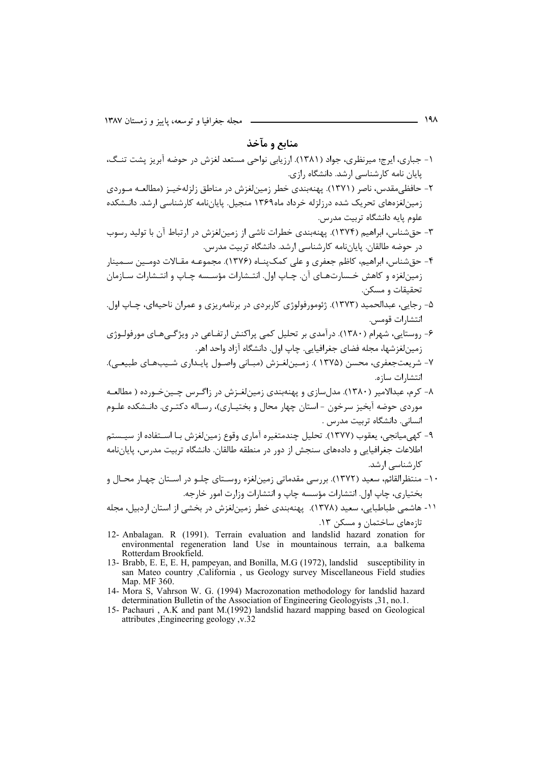## منابع و مآخذ

۱- جباری، ایرج؛ میرنظری، جواد (۱۳۸۱). ارزیابی نواحی مستعد لغزش در حوضه آبریز پشت تنگ، پایان نامه کارشناسی ارشد. دانشگاه رازی.

۲- حافظی‌مقدس، ناصر (۱۳۷۱). پهنه‌بندی خطر زمین‌لغزش در مناطق زلزله‌خیز (مطالعه موردی زمین‌لغزه‌های تحریک شده درزلزله خرداد ماه۱۳۶۹ منجیل. پایان‌نامه کارشناسی ارشد. دانشکده علوم پایه دانشگاه تربیت مدرس.

۳- حق‌شناس، ابراهیم (۱۳۷۴). پهنه‌بندی خطرات ناشی از زمین‌لغزش در ارتباط آن با تولید رسوب در حوضه طالقان. پایان‌نامه کارشناسی ارشد. دانشگاه تربیت مدرس.

۴- حق‌شناس، ابراهیم، کاظم جعفری و علی کمک‌پناه (۱۳۷۶). مجموعه مقالات دومین سمینار زمین‌لغزه و کاهش خسارت‌های آن. چاپ اول. انتشارات مؤسسه چاپ و انتشارات سازمان تحقیقات و مسکن.

۵- رجایی، عبدالحمید (۱۳۷۳). ژئومورفولوژی کاربردی در برنامه‌ریزی و عمران ناحیه‌ای، چاپ اول. انتشارات قومس.

۶- روستایی، شهرام (۱۳۸۰). درآمدی بر تحلیل کمی پراکنش ارتفاعی در ویژگی‌های مورفولوژی زمین‌لغزشها، مجله فضای جغرافیایی. چاپ اول. دانشگاه آزاد واحد اهر.

۷- شریعت‌جعفری، محسن (۱۳۷۵ ). زمین‌لغزش (مبانی واصول پایداری شیب‌های طبیعی). انتشارات سازه.

۸- کرم، عبدالامیر (۱۳۸۰). مدل‌سازی و پهنه‌بندی زمین‌لغزش در زاگرس چین‌خورده ( مطالعه موردی حوضه آبخیز سرخون - استان چهار محال و بختیاری)، رساله دکتری. دانشکده علوم انسانی. دانشگاه تربیت مدرس .

۹- کهی‌میانجی، یعقوب (۱۳۷۷). تحلیل چندمتغیره آماری وقوع زمین‌لغزش با استفاده از سیستم اطلاعات جغرافیایی و داده‌های سنجش از دور در منطقه طالقان. دانشگاه تربیت مدرس، پایان‌نامه کارشناسی ارشد.

۱۰- منتظرالقائم، سعید (۱۳۷۲). بررسی مقدماتی زمین‌لغزه روستای چلو در استان چهار محال و بختیاری، چاپ اول. انتشارات مؤسسه چاپ و انتشارات وزارت امور خارجه.

۱۱- هاشمی طباطبایی، سعید (۱۳۷۸). پهنه‌بندی خطر زمین‌لغزش در بخشی از استان اردبیل، مجله تازه‌های ساختمان و مسکن ۱۳.

12- Anbalagan. R (1991). Terrain evaluation and landslid hazard zonation for environmental regeneration land Use in mountainous terrain, a.a balkema Rotterdam Brookfield.

13- Brabb, E. E, E. H, pampeyan, and Bonilla, M.G (1972), landslid susceptibility in san Mateo country ,California , us Geology survey Miscellaneous Field studies Map. MF 360.

14- Mora S, Vahrson W. G. (1994) Macrozonation methodology for landslid hazard determination Bulletin of the Association of Engineering Geologyists ,31, no.1.

15- Pachauri , A.K and pant M.(1992) landslid hazard mapping based on Geological attributes ,Engineering geology ,v.32